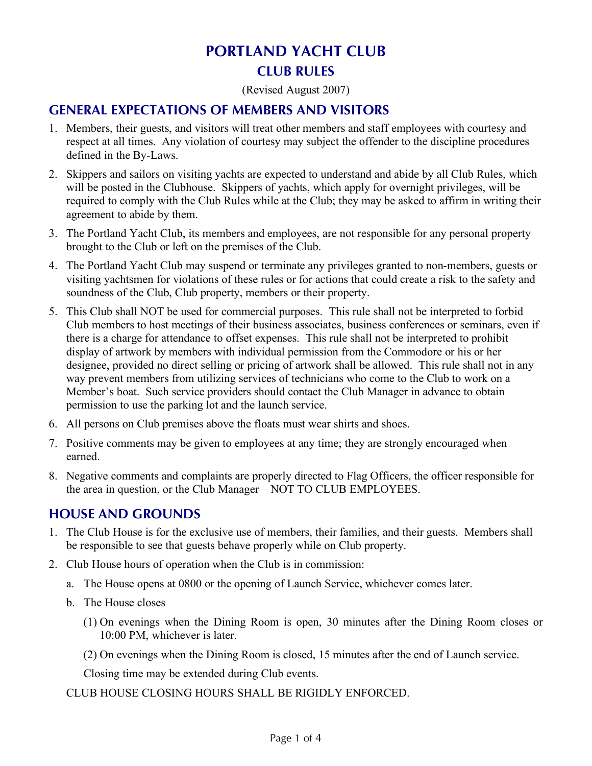# PORTLAND YACHT CLUB

## CLUB RULES

(Revised August 2007)

## GENERAL EXPECTATIONS OF MEMBERS AND VISITORS

1. Members, their guests, and visitors will treat other members and staff employees with courtesy and respect at all times. Any violation of courtesy may subject the offender to the discipline procedures defined in the By-Laws.
2. Skippers and sailors on visiting yachts are expected to understand and abide by all Club Rules, which will be posted in the Clubhouse. Skippers of yachts, which apply for overnight privileges, will be required to comply with the Club Rules while at the Club; they may be asked to affirm in writing their agreement to abide by them.
3. The Portland Yacht Club, its members and employees, are not responsible for any personal property brought to the Club or left on the premises of the Club.
4. The Portland Yacht Club may suspend or terminate any privileges granted to non-members, guests or visiting yachtsmen for violations of these rules or for actions that could create a risk to the safety and soundness of the Club, Club property, members or their property.
5. This Club shall NOT be used for commercial purposes. This rule shall not be interpreted to forbid Club members to host meetings of their business associates, business conferences or seminars, even if there is a charge for attendance to offset expenses. This rule shall not be interpreted to prohibit display of artwork by members with individual permission from the Commodore or his or her designee, provided no direct selling or pricing of artwork shall be allowed. This rule shall not in any way prevent members from utilizing services of technicians who come to the Club to work on a Member's boat. Such service providers should contact the Club Manager in advance to obtain permission to use the parking lot and the launch service.
6. All persons on Club premises above the floats must wear shirts and shoes.
7. Positive comments may be given to employees at any time; they are strongly encouraged when earned.
8. Negative comments and complaints are properly directed to Flag Officers, the officer responsible for the area in question, or the Club Manager – NOT TO CLUB EMPLOYEES.

## HOUSE AND GROUNDS

1. The Club House is for the exclusive use of members, their families, and their guests. Members shall be responsible to see that guests behave properly while on Club property.
2. Club House hours of operation when the Club is in commission:
   a. The House opens at 0800 or the opening of Launch Service, whichever comes later.
   b. The House closes
      (1) On evenings when the Dining Room is open, 30 minutes after the Dining Room closes or 10:00 PM, whichever is later.
      (2) On evenings when the Dining Room is closed, 15 minutes after the end of Launch service.

      Closing time may be extended during Club events.

   CLUB HOUSE CLOSING HOURS SHALL BE RIGIDLY ENFORCED.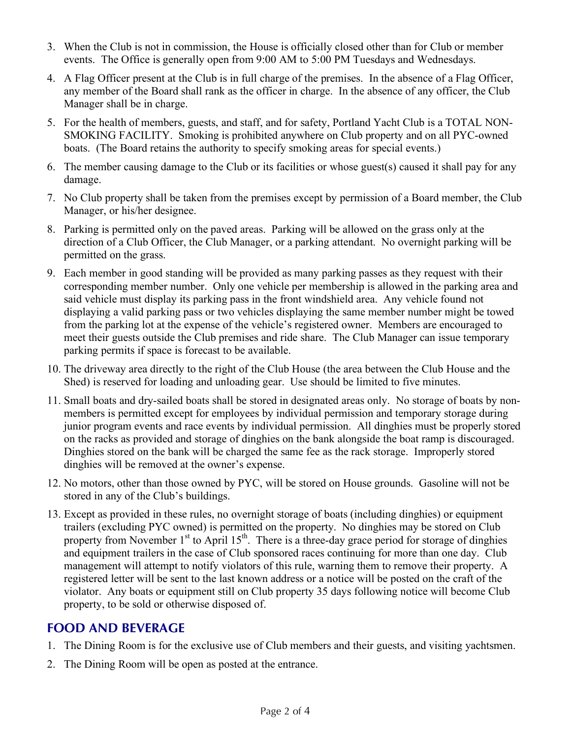3. When the Club is not in commission, the House is officially closed other than for Club or member events. The Office is generally open from 9:00 AM to 5:00 PM Tuesdays and Wednesdays.
4. A Flag Officer present at the Club is in full charge of the premises. In the absence of a Flag Officer, any member of the Board shall rank as the officer in charge. In the absence of any officer, the Club Manager shall be in charge.
5. For the health of members, guests, and staff, and for safety, Portland Yacht Club is a TOTAL NON-SMOKING FACILITY. Smoking is prohibited anywhere on Club property and on all PYC-owned boats. (The Board retains the authority to specify smoking areas for special events.)
6. The member causing damage to the Club or its facilities or whose guest(s) caused it shall pay for any damage.
7. No Club property shall be taken from the premises except by permission of a Board member, the Club Manager, or his/her designee.
8. Parking is permitted only on the paved areas. Parking will be allowed on the grass only at the direction of a Club Officer, the Club Manager, or a parking attendant. No overnight parking will be permitted on the grass.
9. Each member in good standing will be provided as many parking passes as they request with their corresponding member number. Only one vehicle per membership is allowed in the parking area and said vehicle must display its parking pass in the front windshield area. Any vehicle found not displaying a valid parking pass or two vehicles displaying the same member number might be towed from the parking lot at the expense of the vehicle's registered owner. Members are encouraged to meet their guests outside the Club premises and ride share. The Club Manager can issue temporary parking permits if space is forecast to be available.
10. The driveway area directly to the right of the Club House (the area between the Club House and the Shed) is reserved for loading and unloading gear. Use should be limited to five minutes.
11. Small boats and dry-sailed boats shall be stored in designated areas only. No storage of boats by non-members is permitted except for employees by individual permission and temporary storage during junior program events and race events by individual permission. All dinghies must be properly stored on the racks as provided and storage of dinghies on the bank alongside the boat ramp is discouraged. Dinghies stored on the bank will be charged the same fee as the rack storage. Improperly stored dinghies will be removed at the owner's expense.
12. No motors, other than those owned by PYC, will be stored on House grounds. Gasoline will not be stored in any of the Club's buildings.
13. Except as provided in these rules, no overnight storage of boats (including dinghies) or equipment trailers (excluding PYC owned) is permitted on the property. No dinghies may be stored on Club property from November 1st to April 15th. There is a three-day grace period for storage of dinghies and equipment trailers in the case of Club sponsored races continuing for more than one day. Club management will attempt to notify violators of this rule, warning them to remove their property. A registered letter will be sent to the last known address or a notice will be posted on the craft of the violator. Any boats or equipment still on Club property 35 days following notice will become Club property, to be sold or otherwise disposed of.

## FOOD AND BEVERAGE

1. The Dining Room is for the exclusive use of Club members and their guests, and visiting yachtsmen.
2. The Dining Room will be open as posted at the entrance.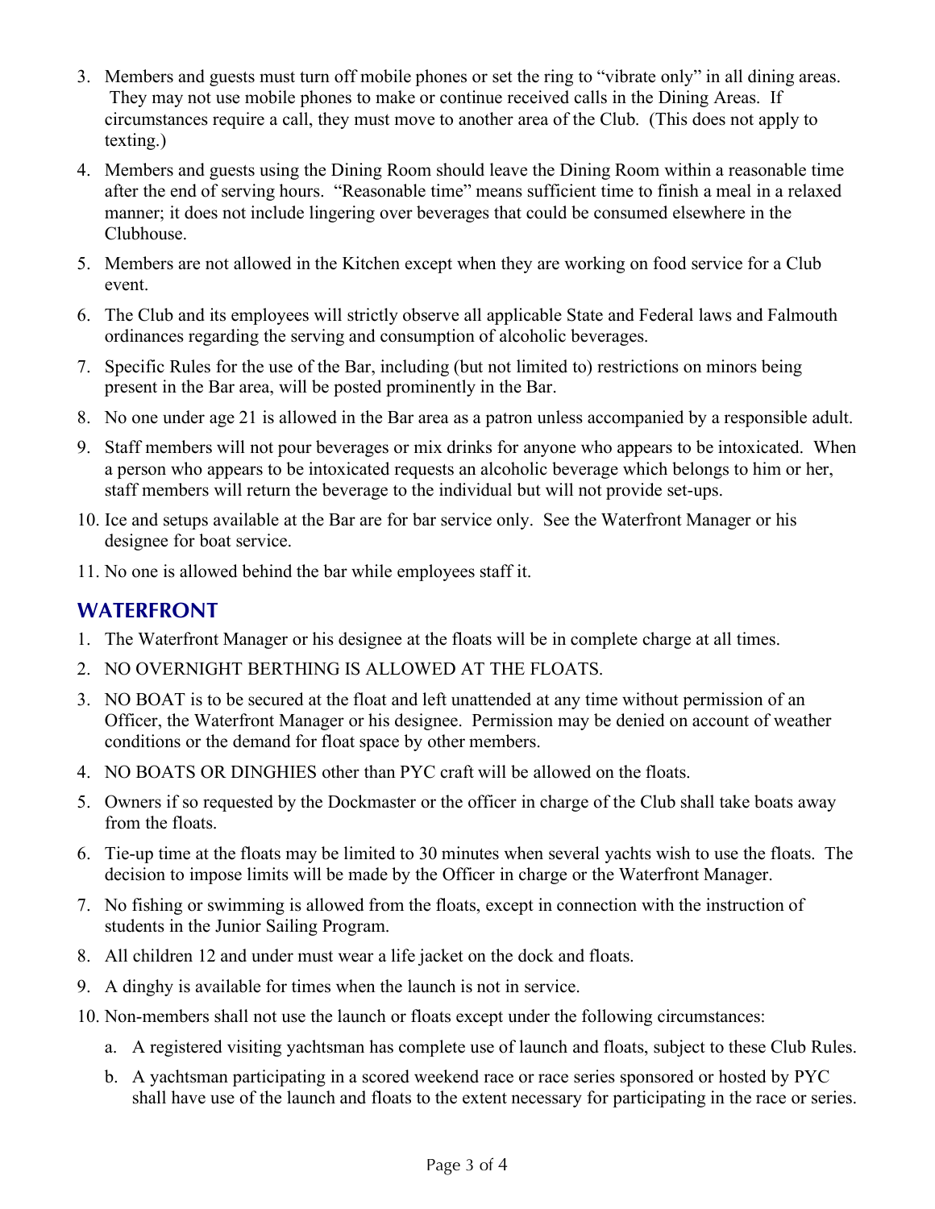3. Members and guests must turn off mobile phones or set the ring to "vibrate only" in all dining areas. They may not use mobile phones to make or continue received calls in the Dining Areas. If circumstances require a call, they must move to another area of the Club. (This does not apply to texting.)
4. Members and guests using the Dining Room should leave the Dining Room within a reasonable time after the end of serving hours. "Reasonable time" means sufficient time to finish a meal in a relaxed manner; it does not include lingering over beverages that could be consumed elsewhere in the Clubhouse.
5. Members are not allowed in the Kitchen except when they are working on food service for a Club event.
6. The Club and its employees will strictly observe all applicable State and Federal laws and Falmouth ordinances regarding the serving and consumption of alcoholic beverages.
7. Specific Rules for the use of the Bar, including (but not limited to) restrictions on minors being present in the Bar area, will be posted prominently in the Bar.
8. No one under age 21 is allowed in the Bar area as a patron unless accompanied by a responsible adult.
9. Staff members will not pour beverages or mix drinks for anyone who appears to be intoxicated. When a person who appears to be intoxicated requests an alcoholic beverage which belongs to him or her, staff members will return the beverage to the individual but will not provide set-ups.
10. Ice and setups available at the Bar are for bar service only. See the Waterfront Manager or his designee for boat service.
11. No one is allowed behind the bar while employees staff it.

## WATERFRONT

1. The Waterfront Manager or his designee at the floats will be in complete charge at all times.
2. NO OVERNIGHT BERTHING IS ALLOWED AT THE FLOATS.
3. NO BOAT is to be secured at the float and left unattended at any time without permission of an Officer, the Waterfront Manager or his designee. Permission may be denied on account of weather conditions or the demand for float space by other members.
4. NO BOATS OR DINGHIES other than PYC craft will be allowed on the floats.
5. Owners if so requested by the Dockmaster or the officer in charge of the Club shall take boats away from the floats.
6. Tie-up time at the floats may be limited to 30 minutes when several yachts wish to use the floats. The decision to impose limits will be made by the Officer in charge or the Waterfront Manager.
7. No fishing or swimming is allowed from the floats, except in connection with the instruction of students in the Junior Sailing Program.
8. All children 12 and under must wear a life jacket on the dock and floats.
9. A dinghy is available for times when the launch is not in service.
10. Non-members shall not use the launch or floats except under the following circumstances:
    a. A registered visiting yachtsman has complete use of launch and floats, subject to these Club Rules.
    b. A yachtsman participating in a scored weekend race or race series sponsored or hosted by PYC shall have use of the launch and floats to the extent necessary for participating in the race or series.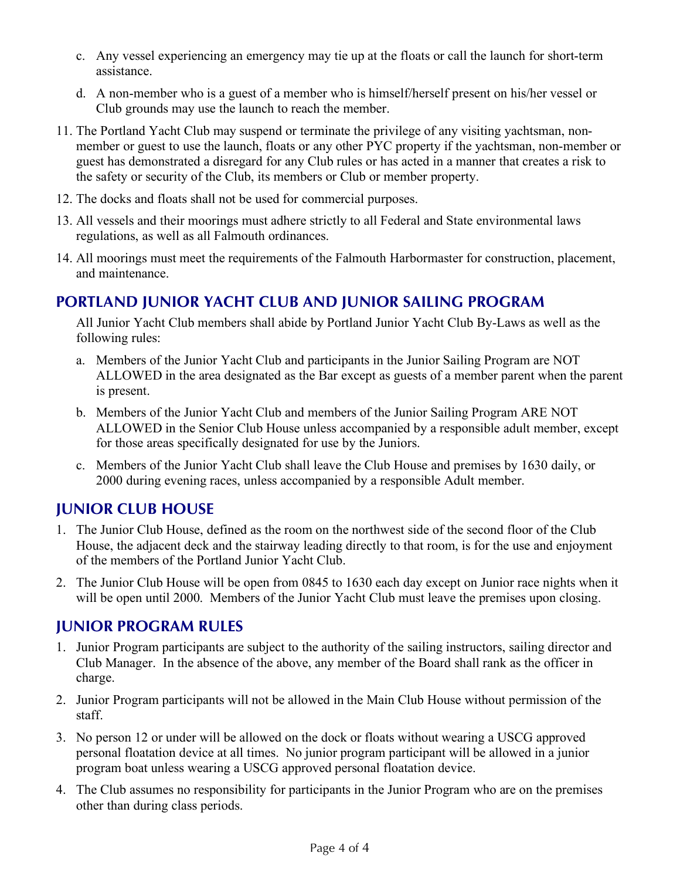c. Any vessel experiencing an emergency may tie up at the floats or call the launch for short-term assistance.

d. A non-member who is a guest of a member who is himself/herself present on his/her vessel or Club grounds may use the launch to reach the member.

11. The Portland Yacht Club may suspend or terminate the privilege of any visiting yachtsman, non-member or guest to use the launch, floats or any other PYC property if the yachtsman, non-member or guest has demonstrated a disregard for any Club rules or has acted in a manner that creates a risk to the safety or security of the Club, its members or Club or member property.
12. The docks and floats shall not be used for commercial purposes.
13. All vessels and their moorings must adhere strictly to all Federal and State environmental laws regulations, as well as all Falmouth ordinances.
14. All moorings must meet the requirements of the Falmouth Harbormaster for construction, placement, and maintenance.

## PORTLAND JUNIOR YACHT CLUB AND JUNIOR SAILING PROGRAM

All Junior Yacht Club members shall abide by Portland Junior Yacht Club By-Laws as well as the following rules:

a. Members of the Junior Yacht Club and participants in the Junior Sailing Program are NOT ALLOWED in the area designated as the Bar except as guests of a member parent when the parent is present.

b. Members of the Junior Yacht Club and members of the Junior Sailing Program ARE NOT ALLOWED in the Senior Club House unless accompanied by a responsible adult member, except for those areas specifically designated for use by the Juniors.

c. Members of the Junior Yacht Club shall leave the Club House and premises by 1630 daily, or 2000 during evening races, unless accompanied by a responsible Adult member.

## JUNIOR CLUB HOUSE

1. The Junior Club House, defined as the room on the northwest side of the second floor of the Club House, the adjacent deck and the stairway leading directly to that room, is for the use and enjoyment of the members of the Portland Junior Yacht Club.
2. The Junior Club House will be open from 0845 to 1630 each day except on Junior race nights when it will be open until 2000. Members of the Junior Yacht Club must leave the premises upon closing.

## JUNIOR PROGRAM RULES

1. Junior Program participants are subject to the authority of the sailing instructors, sailing director and Club Manager. In the absence of the above, any member of the Board shall rank as the officer in charge.
2. Junior Program participants will not be allowed in the Main Club House without permission of the staff.
3. No person 12 or under will be allowed on the dock or floats without wearing a USCG approved personal floatation device at all times. No junior program participant will be allowed in a junior program boat unless wearing a USCG approved personal floatation device.
4. The Club assumes no responsibility for participants in the Junior Program who are on the premises other than during class periods.